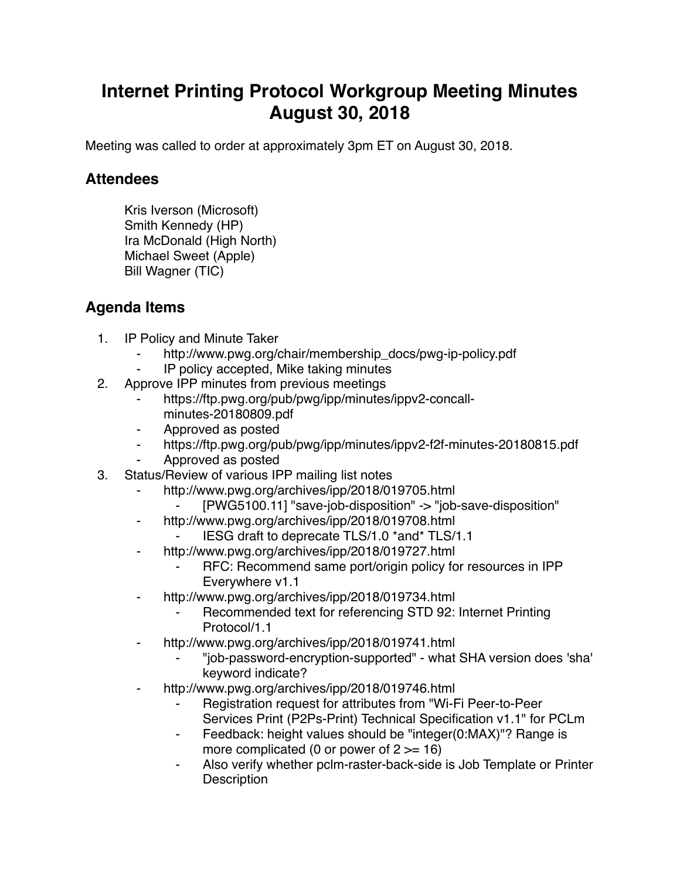# Internet Printing Protocol Workgroup Meeting Minutes August 30, 2018

Meeting was called to order at approximately 3pm ET on August 30, 2018.

## Attendees

Kris Iverson (Microsoft)
Smith Kennedy (HP)
Ira McDonald (High North)
Michael Sweet (Apple)
Bill Wagner (TIC)

## Agenda Items

1. IP Policy and Minute Taker
    - http://www.pwg.org/chair/membership_docs/pwg-ip-policy.pdf
    - IP policy accepted, Mike taking minutes
2. Approve IPP minutes from previous meetings
    - https://ftp.pwg.org/pub/pwg/ipp/minutes/ippv2-concall-minutes-20180809.pdf
    - Approved as posted
    - https://ftp.pwg.org/pub/pwg/ipp/minutes/ippv2-f2f-minutes-20180815.pdf
    - Approved as posted
3. Status/Review of various IPP mailing list notes
    - http://www.pwg.org/archives/ipp/2018/019705.html
        - [PWG5100.11] "save-job-disposition" -> "job-save-disposition"
    - http://www.pwg.org/archives/ipp/2018/019708.html
        - IESG draft to deprecate TLS/1.0 *and* TLS/1.1
    - http://www.pwg.org/archives/ipp/2018/019727.html
        - RFC: Recommend same port/origin policy for resources in IPP Everywhere v1.1
    - http://www.pwg.org/archives/ipp/2018/019734.html
        - Recommended text for referencing STD 92: Internet Printing Protocol/1.1
    - http://www.pwg.org/archives/ipp/2018/019741.html
        - "job-password-encryption-supported" - what SHA version does 'sha' keyword indicate?
    - http://www.pwg.org/archives/ipp/2018/019746.html
        - Registration request for attributes from "Wi-Fi Peer-to-Peer Services Print (P2Ps-Print) Technical Specification v1.1" for PCLm
        - Feedback: height values should be "integer(0:MAX)"? Range is more complicated (0 or power of 2 >= 16)
        - Also verify whether pclm-raster-back-side is Job Template or Printer Description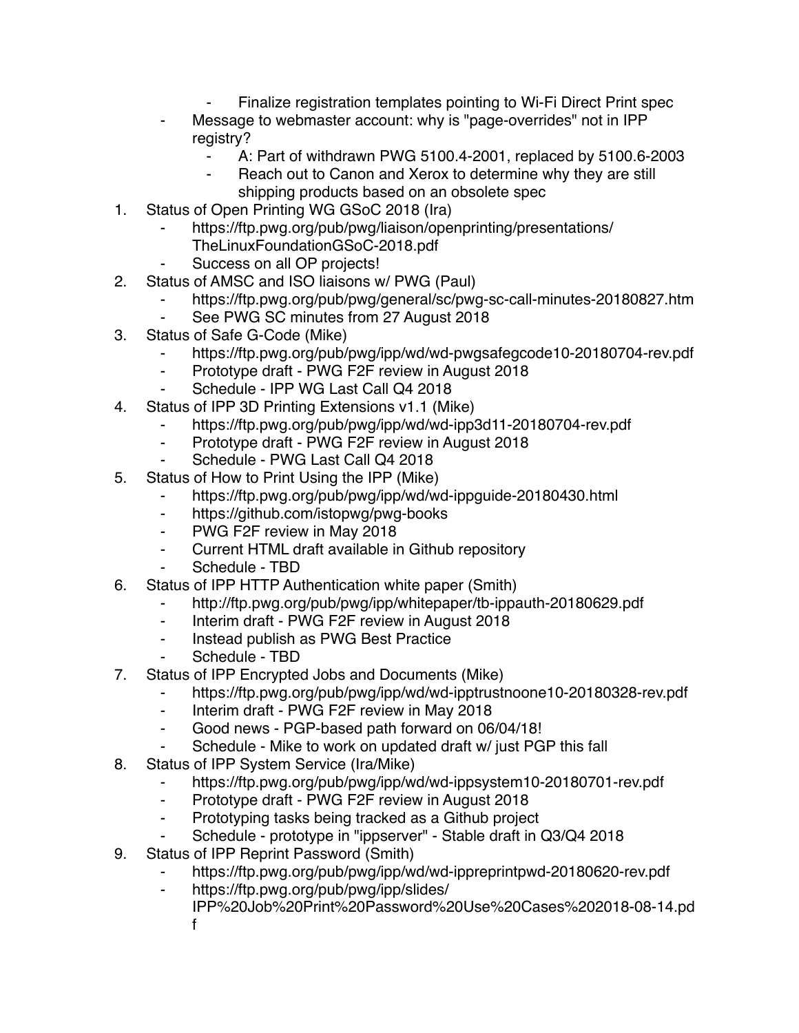- Finalize registration templates pointing to Wi-Fi Direct Print spec
    - Message to webmaster account: why is "page-overrides" not in IPP registry?
        - A: Part of withdrawn PWG 5100.4-2001, replaced by 5100.6-2003
        - Reach out to Canon and Xerox to determine why they are still shipping products based on an obsolete spec

1. Status of Open Printing WG GSoC 2018 (Ira)
    - https://ftp.pwg.org/pub/pwg/liaison/openprinting/presentations/TheLinuxFoundationGSoC-2018.pdf
    - Success on all OP projects!
2. Status of AMSC and ISO liaisons w/ PWG (Paul)
    - https://ftp.pwg.org/pub/pwg/general/sc/pwg-sc-call-minutes-20180827.htm
    - See PWG SC minutes from 27 August 2018
3. Status of Safe G-Code (Mike)
    - https://ftp.pwg.org/pub/pwg/ipp/wd/wd-pwgsafegcode10-20180704-rev.pdf
    - Prototype draft - PWG F2F review in August 2018
    - Schedule - IPP WG Last Call Q4 2018
4. Status of IPP 3D Printing Extensions v1.1 (Mike)
    - https://ftp.pwg.org/pub/pwg/ipp/wd/wd-ipp3d11-20180704-rev.pdf
    - Prototype draft - PWG F2F review in August 2018
    - Schedule - PWG Last Call Q4 2018
5. Status of How to Print Using the IPP (Mike)
    - https://ftp.pwg.org/pub/pwg/ipp/wd/wd-ippguide-20180430.html
    - https://github.com/istopwg/pwg-books
    - PWG F2F review in May 2018
    - Current HTML draft available in Github repository
    - Schedule - TBD
6. Status of IPP HTTP Authentication white paper (Smith)
    - http://ftp.pwg.org/pub/pwg/ipp/whitepaper/tb-ippauth-20180629.pdf
    - Interim draft - PWG F2F review in August 2018
    - Instead publish as PWG Best Practice
    - Schedule - TBD
7. Status of IPP Encrypted Jobs and Documents (Mike)
    - https://ftp.pwg.org/pub/pwg/ipp/wd/wd-ipptrustnoone10-20180328-rev.pdf
    - Interim draft - PWG F2F review in May 2018
    - Good news - PGP-based path forward on 06/04/18!
    - Schedule - Mike to work on updated draft w/ just PGP this fall
8. Status of IPP System Service (Ira/Mike)
    - https://ftp.pwg.org/pub/pwg/ipp/wd/wd-ippsystem10-20180701-rev.pdf
    - Prototype draft - PWG F2F review in August 2018
    - Prototyping tasks being tracked as a Github project
    - Schedule - prototype in "ippserver" - Stable draft in Q3/Q4 2018
9. Status of IPP Reprint Password (Smith)
    - https://ftp.pwg.org/pub/pwg/ipp/wd/wd-ippreprintpwd-20180620-rev.pdf
    - https://ftp.pwg.org/pub/pwg/ipp/slides/IPP%20Job%20Print%20Password%20Use%20Cases%202018-08-14.pdf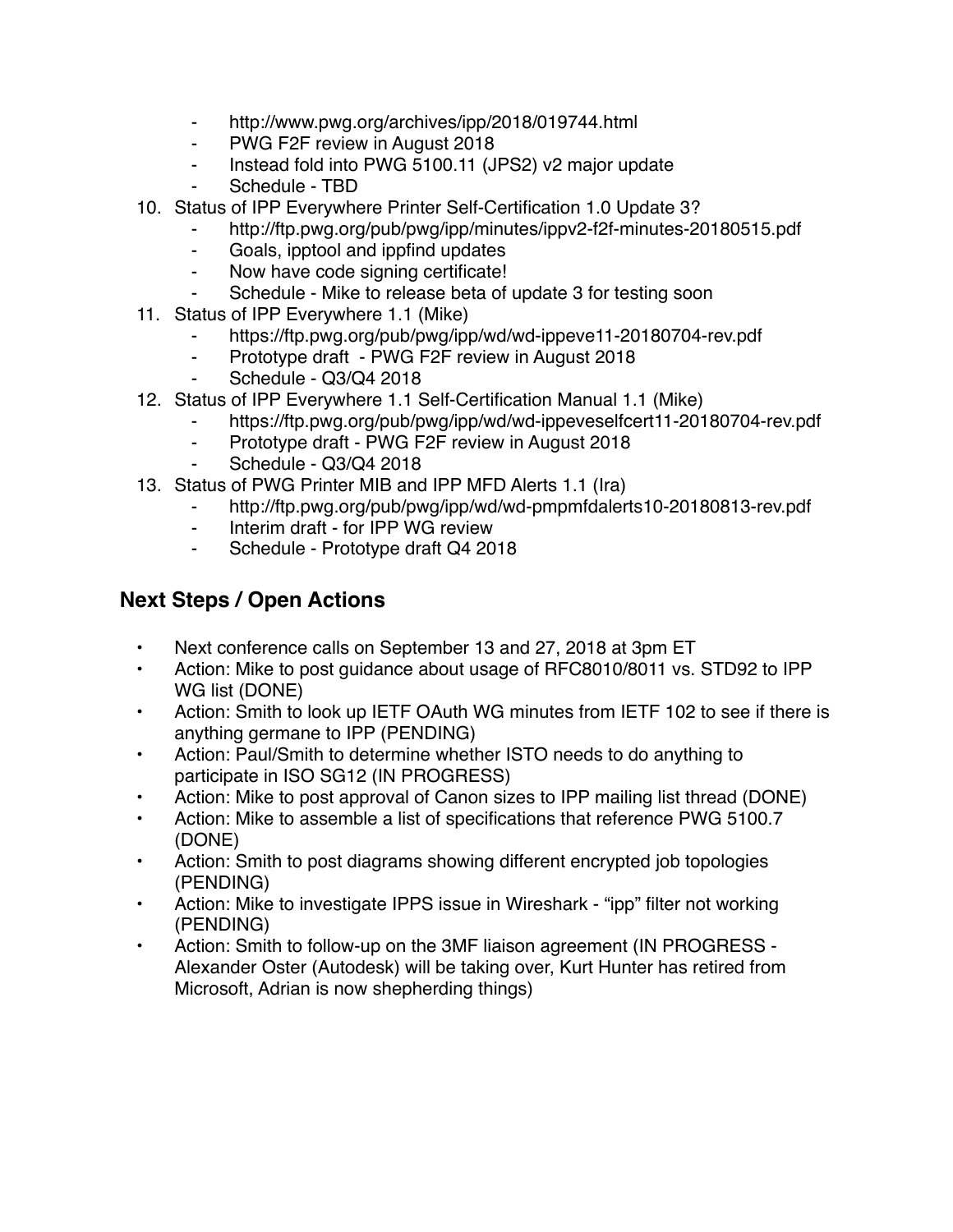- http://www.pwg.org/archives/ipp/2018/019744.html
    - PWG F2F review in August 2018
    - Instead fold into PWG 5100.11 (JPS2) v2 major update
    - Schedule - TBD

10. Status of IPP Everywhere Printer Self-Certification 1.0 Update 3?
    - http://ftp.pwg.org/pub/pwg/ipp/minutes/ippv2-f2f-minutes-20180515.pdf
    - Goals, ipptool and ippfind updates
    - Now have code signing certificate!
    - Schedule - Mike to release beta of update 3 for testing soon
11. Status of IPP Everywhere 1.1 (Mike)
    - https://ftp.pwg.org/pub/pwg/ipp/wd/wd-ippeve11-20180704-rev.pdf
    - Prototype draft - PWG F2F review in August 2018
    - Schedule - Q3/Q4 2018
12. Status of IPP Everywhere 1.1 Self-Certification Manual 1.1 (Mike)
    - https://ftp.pwg.org/pub/pwg/ipp/wd/wd-ippeveselfcert11-20180704-rev.pdf
    - Prototype draft - PWG F2F review in August 2018
    - Schedule - Q3/Q4 2018
13. Status of PWG Printer MIB and IPP MFD Alerts 1.1 (Ira)
    - http://ftp.pwg.org/pub/pwg/ipp/wd/wd-pmpmfdalerts10-20180813-rev.pdf
    - Interim draft - for IPP WG review
    - Schedule - Prototype draft Q4 2018

## Next Steps / Open Actions

- Next conference calls on September 13 and 27, 2018 at 3pm ET
- Action: Mike to post guidance about usage of RFC8010/8011 vs. STD92 to IPP WG list (DONE)
- Action: Smith to look up IETF OAuth WG minutes from IETF 102 to see if there is anything germane to IPP (PENDING)
- Action: Paul/Smith to determine whether ISTO needs to do anything to participate in ISO SG12 (IN PROGRESS)
- Action: Mike to post approval of Canon sizes to IPP mailing list thread (DONE)
- Action: Mike to assemble a list of specifications that reference PWG 5100.7 (DONE)
- Action: Smith to post diagrams showing different encrypted job topologies (PENDING)
- Action: Mike to investigate IPPS issue in Wireshark - "ipp" filter not working (PENDING)
- Action: Smith to follow-up on the 3MF liaison agreement (IN PROGRESS - Alexander Oster (Autodesk) will be taking over, Kurt Hunter has retired from Microsoft, Adrian is now shepherding things)